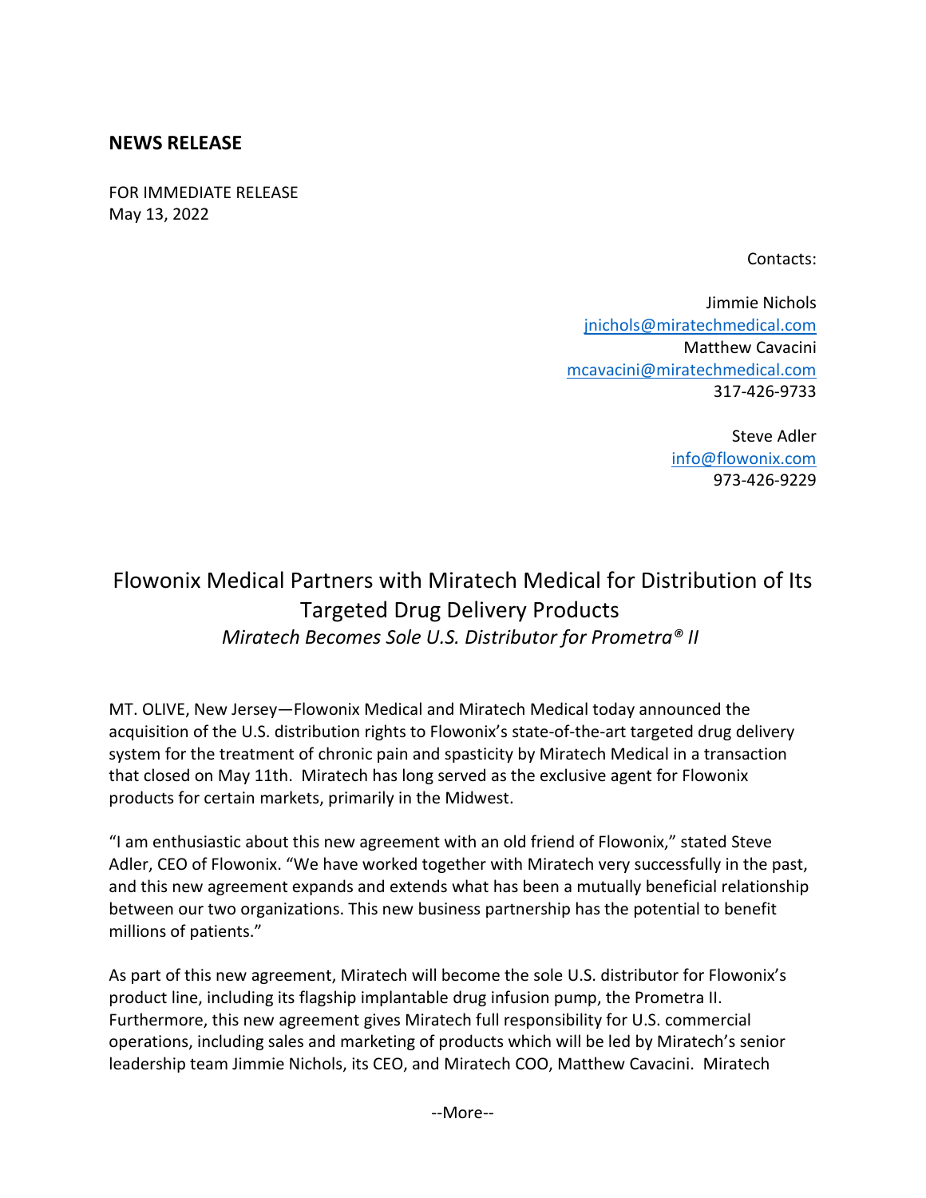## NEWS RELEASE

FOR IMMEDIATE RELEASE
May 13, 2022

Contacts:

Jimmie Nichols
jnichols@miratechmedical.com
Matthew Cavacini
mcavacini@miratechmedical.com
317-426-9733

Steve Adler
info@flowonix.com
973-426-9229

# Flowonix Medical Partners with Miratech Medical for Distribution of Its Targeted Drug Delivery Products

*Miratech Becomes Sole U.S. Distributor for Prometra® II*

MT. OLIVE, New Jersey—Flowonix Medical and Miratech Medical today announced the acquisition of the U.S. distribution rights to Flowonix's state-of-the-art targeted drug delivery system for the treatment of chronic pain and spasticity by Miratech Medical in a transaction that closed on May 11th. Miratech has long served as the exclusive agent for Flowonix products for certain markets, primarily in the Midwest.

"I am enthusiastic about this new agreement with an old friend of Flowonix," stated Steve Adler, CEO of Flowonix. "We have worked together with Miratech very successfully in the past, and this new agreement expands and extends what has been a mutually beneficial relationship between our two organizations. This new business partnership has the potential to benefit millions of patients."

As part of this new agreement, Miratech will become the sole U.S. distributor for Flowonix's product line, including its flagship implantable drug infusion pump, the Prometra II. Furthermore, this new agreement gives Miratech full responsibility for U.S. commercial operations, including sales and marketing of products which will be led by Miratech's senior leadership team Jimmie Nichols, its CEO, and Miratech COO, Matthew Cavacini. Miratech

--More--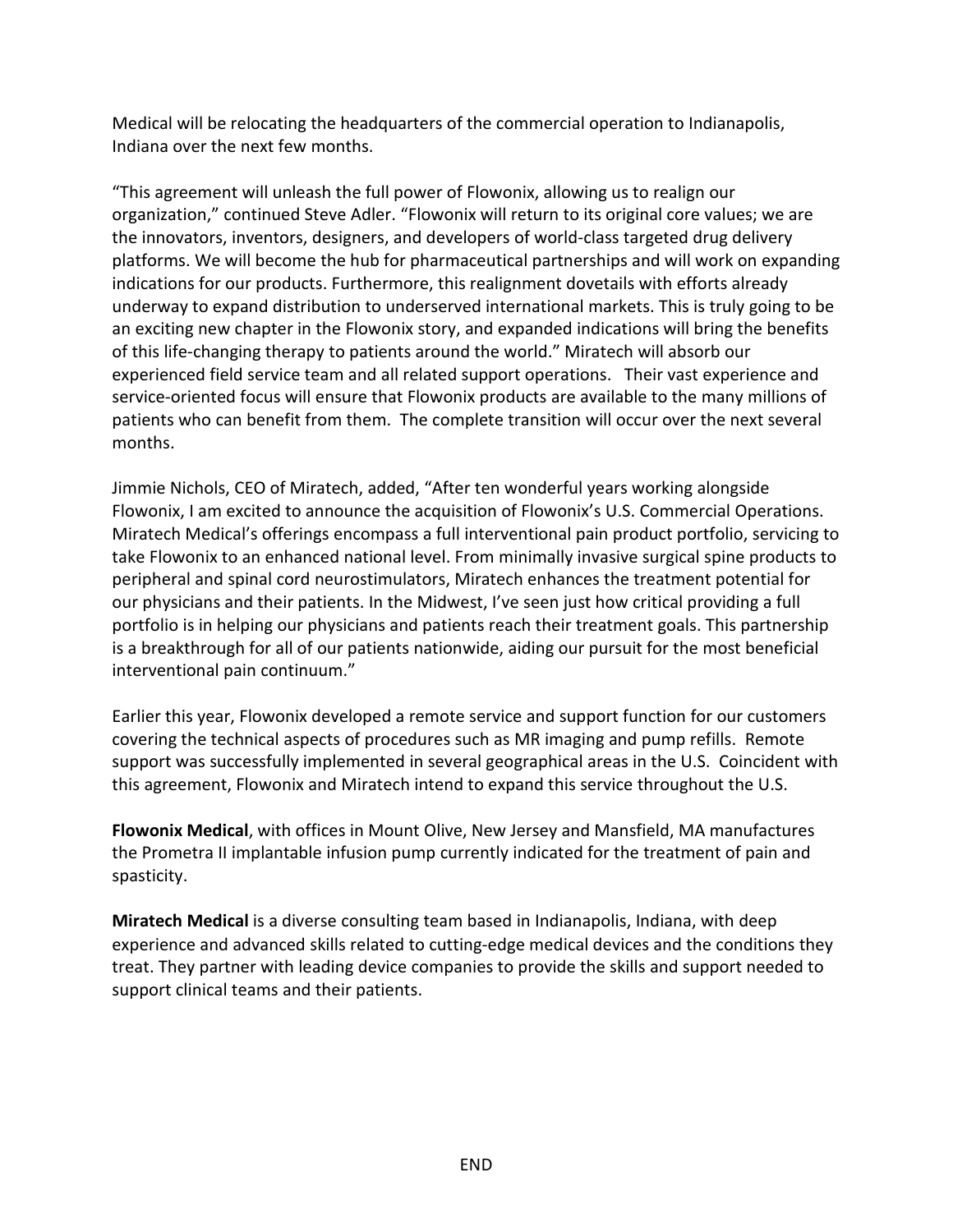Medical will be relocating the headquarters of the commercial operation to Indianapolis, Indiana over the next few months.

"This agreement will unleash the full power of Flowonix, allowing us to realign our organization," continued Steve Adler. "Flowonix will return to its original core values; we are the innovators, inventors, designers, and developers of world-class targeted drug delivery platforms. We will become the hub for pharmaceutical partnerships and will work on expanding indications for our products. Furthermore, this realignment dovetails with efforts already underway to expand distribution to underserved international markets. This is truly going to be an exciting new chapter in the Flowonix story, and expanded indications will bring the benefits of this life-changing therapy to patients around the world." Miratech will absorb our experienced field service team and all related support operations. Their vast experience and service-oriented focus will ensure that Flowonix products are available to the many millions of patients who can benefit from them. The complete transition will occur over the next several months.

Jimmie Nichols, CEO of Miratech, added, "After ten wonderful years working alongside Flowonix, I am excited to announce the acquisition of Flowonix's U.S. Commercial Operations. Miratech Medical's offerings encompass a full interventional pain product portfolio, servicing to take Flowonix to an enhanced national level. From minimally invasive surgical spine products to peripheral and spinal cord neurostimulators, Miratech enhances the treatment potential for our physicians and their patients. In the Midwest, I've seen just how critical providing a full portfolio is in helping our physicians and patients reach their treatment goals. This partnership is a breakthrough for all of our patients nationwide, aiding our pursuit for the most beneficial interventional pain continuum."

Earlier this year, Flowonix developed a remote service and support function for our customers covering the technical aspects of procedures such as MR imaging and pump refills. Remote support was successfully implemented in several geographical areas in the U.S. Coincident with this agreement, Flowonix and Miratech intend to expand this service throughout the U.S.

**Flowonix Medical**, with offices in Mount Olive, New Jersey and Mansfield, MA manufactures the Prometra II implantable infusion pump currently indicated for the treatment of pain and spasticity.

**Miratech Medical** is a diverse consulting team based in Indianapolis, Indiana, with deep experience and advanced skills related to cutting-edge medical devices and the conditions they treat. They partner with leading device companies to provide the skills and support needed to support clinical teams and their patients.

END